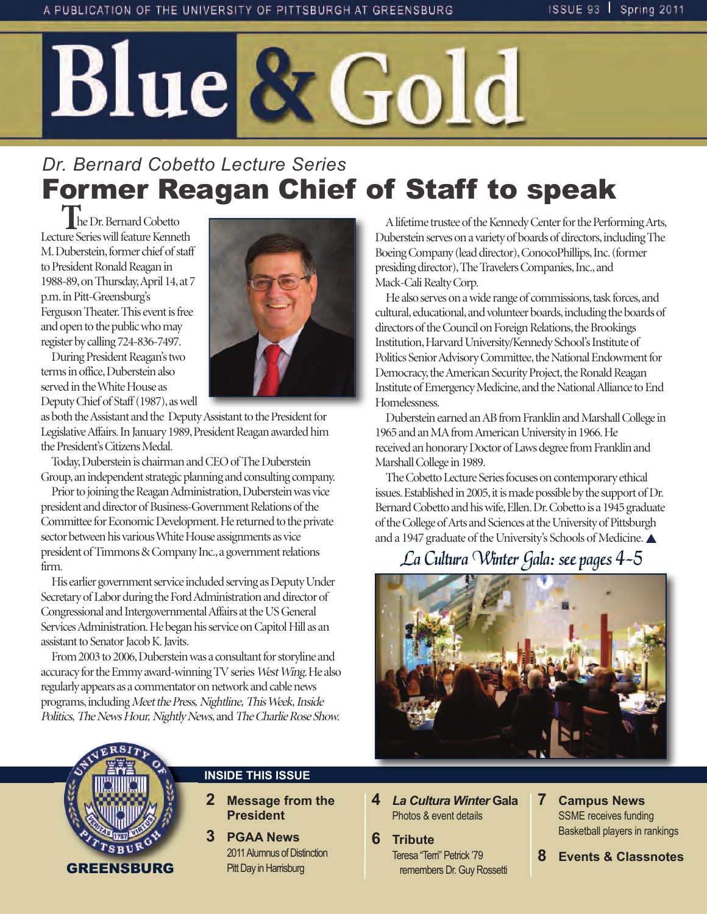A PUBLICATION OF THE UNIVERSITY OF PITTSBURGH AT GREENSBURG

ISSUE 93 | Spring 2011

# Blue & Gold

*Dr. Bernard Cobetto Lecture Series*

## Former Reagan Chief of Staff to speak

The Dr. Bernard Cobetto Lecture Series will feature Kenneth M. Duberstein, former chief of staff to President Ronald Reagan in 1988-89, on Thursday, April 14, at 7 p.m. in Pitt-Greensburg's Ferguson Theater. This event is free and open to the public who may register by calling 724-836-7497.

During President Reagan's two terms in office, Duberstein also served in the White House as Deputy Chief of Staff (1987), as well as both the Assistant and the Deputy Assistant to the President for Legislative Affairs. In January 1989, President Reagan awarded him the President's Citizens Medal.

Today, Duberstein is chairman and CEO of The Duberstein Group, an independent strategic planning and consulting company.

Prior to joining the Reagan Administration, Duberstein was vice president and director of Business-Government Relations of the Committee for Economic Development. He returned to the private sector between his various White House assignments as vice president of Timmons & Company Inc., a government relations firm.

His earlier government service included serving as Deputy Under Secretary of Labor during the Ford Administration and director of Congressional and Intergovernmental Affairs at the US General Services Administration. He began his service on Capitol Hill as an assistant to Senator Jacob K. Javits.

From 2003 to 2006, Duberstein was a consultant for storyline and accuracy for the Emmy award-winning TV series *West Wing*. He also regularly appears as a commentator on network and cable news programs, including *Meet the Press, Nightline, This Week, Inside Politics, The News Hour, Nightly News,* and *The Charlie Rose Show.*

A lifetime trustee of the Kennedy Center for the Performing Arts, Duberstein serves on a variety of boards of directors, including The Boeing Company (lead director), ConocoPhillips, Inc. (former presiding director), The Travelers Companies, Inc., and Mack-Cali Realty Corp.

He also serves on a wide range of commissions, task forces, and cultural, educational, and volunteer boards, including the boards of directors of the Council on Foreign Relations, the Brookings Institution, Harvard University/Kennedy School's Institute of Politics Senior Advisory Committee, the National Endowment for Democracy, the American Security Project, the Ronald Reagan Institute of Emergency Medicine, and the National Alliance to End Homelessness.

Duberstein earned an AB from Franklin and Marshall College in 1965 and an MA from American University in 1966. He received an honorary Doctor of Laws degree from Franklin and Marshall College in 1989.

The Cobetto Lecture Series focuses on contemporary ethical issues. Established in 2005, it is made possible by the support of Dr. Bernard Cobetto and his wife, Ellen. Dr. Cobetto is a 1945 graduate of the College of Arts and Sciences at the University of Pittsburgh and a 1947 graduate of the University's Schools of Medicine. ▲

*La Cultura Winter Gala: see pages 4-5*

GREENSBURG

### INSIDE THIS ISSUE

- **2 Message from the President**
- **3 PGAA News**
  - 2011 Alumnus of Distinction
  - Pitt Day in Harrisburg
- **4 *La Cultura Winter* Gala**
  - Photos & event details
- **6 Tribute**
  - Teresa "Terri" Petrick '79 remembers Dr. Guy Rossetti
- **7 Campus News**
  - SSME receives funding
  - Basketball players in rankings
- **8 Events & Classnotes**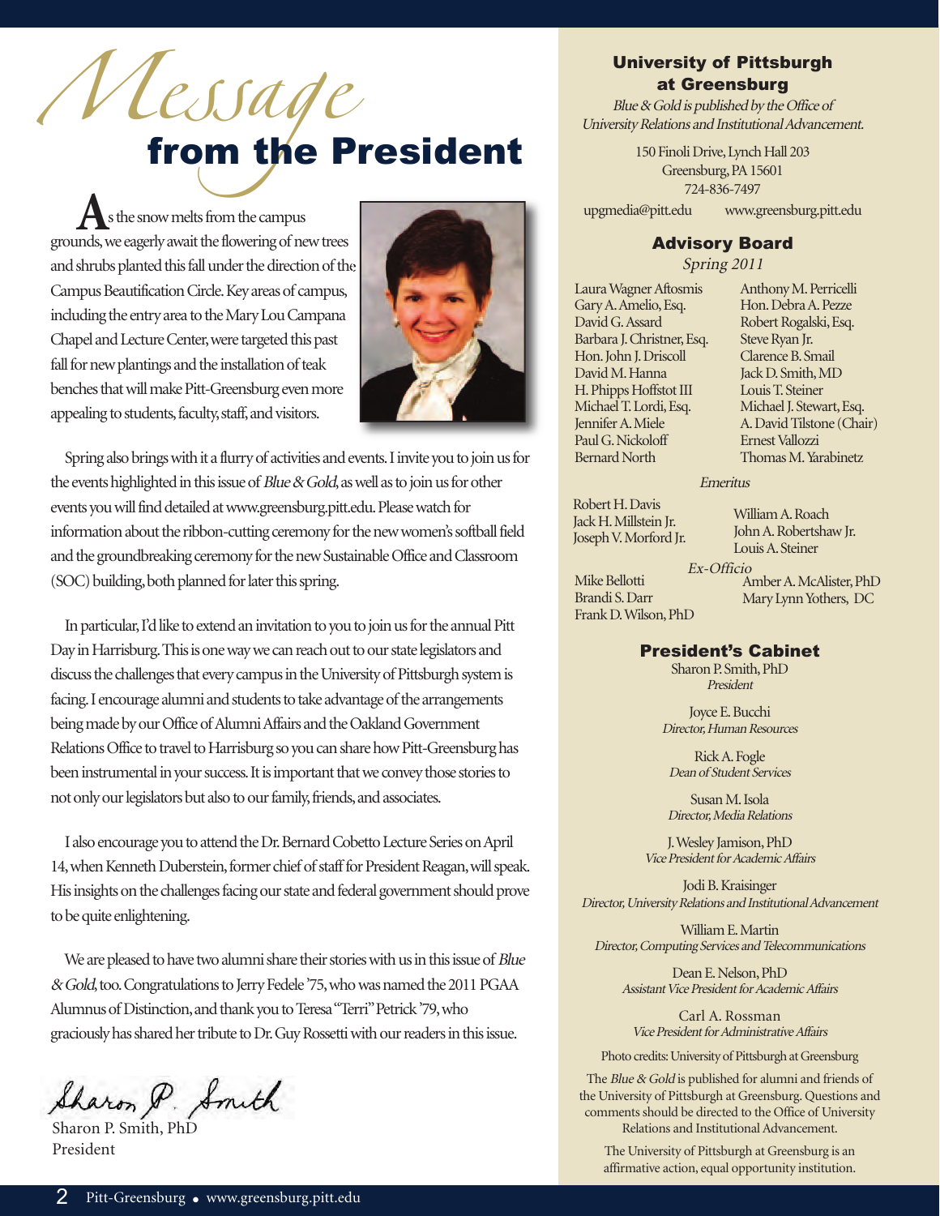# Message from the President

As the snow melts from the campus grounds, we eagerly await the flowering of new trees and shrubs planted this fall under the direction of the Campus Beautification Circle. Key areas of campus, including the entry area to the Mary Lou Campana Chapel and Lecture Center, were targeted this past fall for new plantings and the installation of teak benches that will make Pitt-Greensburg even more appealing to students, faculty, staff, and visitors.

Spring also brings with it a flurry of activities and events. I invite you to join us for the events highlighted in this issue of *Blue & Gold*, as well as to join us for other events you will find detailed at www.greensburg.pitt.edu. Please watch for information about the ribbon-cutting ceremony for the new women's softball field and the groundbreaking ceremony for the new Sustainable Office and Classroom (SOC) building, both planned for later this spring.

In particular, I'd like to extend an invitation to you to join us for the annual Pitt Day in Harrisburg. This is one way we can reach out to our state legislators and discuss the challenges that every campus in the University of Pittsburgh system is facing. I encourage alumni and students to take advantage of the arrangements being made by our Office of Alumni Affairs and the Oakland Government Relations Office to travel to Harrisburg so you can share how Pitt-Greensburg has been instrumental in your success. It is important that we convey those stories to not only our legislators but also to our family, friends, and associates.

I also encourage you to attend the Dr. Bernard Cobetto Lecture Series on April 14, when Kenneth Duberstein, former chief of staff for President Reagan, will speak. His insights on the challenges facing our state and federal government should prove to be quite enlightening.

We are pleased to have two alumni share their stories with us in this issue of *Blue & Gold*, too. Congratulations to Jerry Fedele '75, who was named the 2011 PGAA Alumnus of Distinction, and thank you to Teresa "Terri" Petrick '79, who graciously has shared her tribute to Dr. Guy Rossetti with our readers in this issue.

*Sharon P. Smith*

Sharon P. Smith, PhD
President

---

## University of Pittsburgh at Greensburg

*Blue & Gold is published by the Office of University Relations and Institutional Advancement.*

150 Finoli Drive, Lynch Hall 203
Greensburg, PA 15601
724-836-7497
upgmedia@pitt.edu www.greensburg.pitt.edu

## Advisory Board

*Spring 2011*

Laura Wagner Aftosmis
Gary A. Amelio, Esq.
David G. Assard
Barbara J. Christner, Esq.
Hon. John J. Driscoll
David M. Hanna
H. Phipps Hoffstot III
Michael T. Lordi, Esq.
Jennifer A. Miele
Paul G. Nickoloff
Bernard North
Anthony M. Perricelli
Hon. Debra A. Pezze
Robert Rogalski, Esq.
Steve Ryan Jr.
Clarence B. Smail
Jack D. Smith, MD
Louis T. Steiner
Michael J. Stewart, Esq.
A. David Tilstone (Chair)
Ernest Vallozzi
Thomas M. Yarabinetz

*Emeritus*

Robert H. Davis
Jack H. Millstein Jr.
Joseph V. Morford Jr.
William A. Roach
John A. Robertshaw Jr.
Louis A. Steiner

*Ex-Officio*

Mike Bellotti
Brandi S. Darr
Frank D. Wilson, PhD
Amber A. McAlister, PhD
Mary Lynn Yothers, DC

## President's Cabinet

Sharon P. Smith, PhD
*President*

Joyce E. Bucchi
*Director, Human Resources*

Rick A. Fogle
*Dean of Student Services*

Susan M. Isola
*Director, Media Relations*

J. Wesley Jamison, PhD
*Vice President for Academic Affairs*

Jodi B. Kraisinger
*Director, University Relations and Institutional Advancement*

William E. Martin
*Director, Computing Services and Telecommunications*

Dean E. Nelson, PhD
*Assistant Vice President for Academic Affairs*

Carl A. Rossman
*Vice President for Administrative Affairs*

Photo credits: University of Pittsburgh at Greensburg

The *Blue & Gold* is published for alumni and friends of the University of Pittsburgh at Greensburg. Questions and comments should be directed to the Office of University Relations and Institutional Advancement.

The University of Pittsburgh at Greensburg is an affirmative action, equal opportunity institution.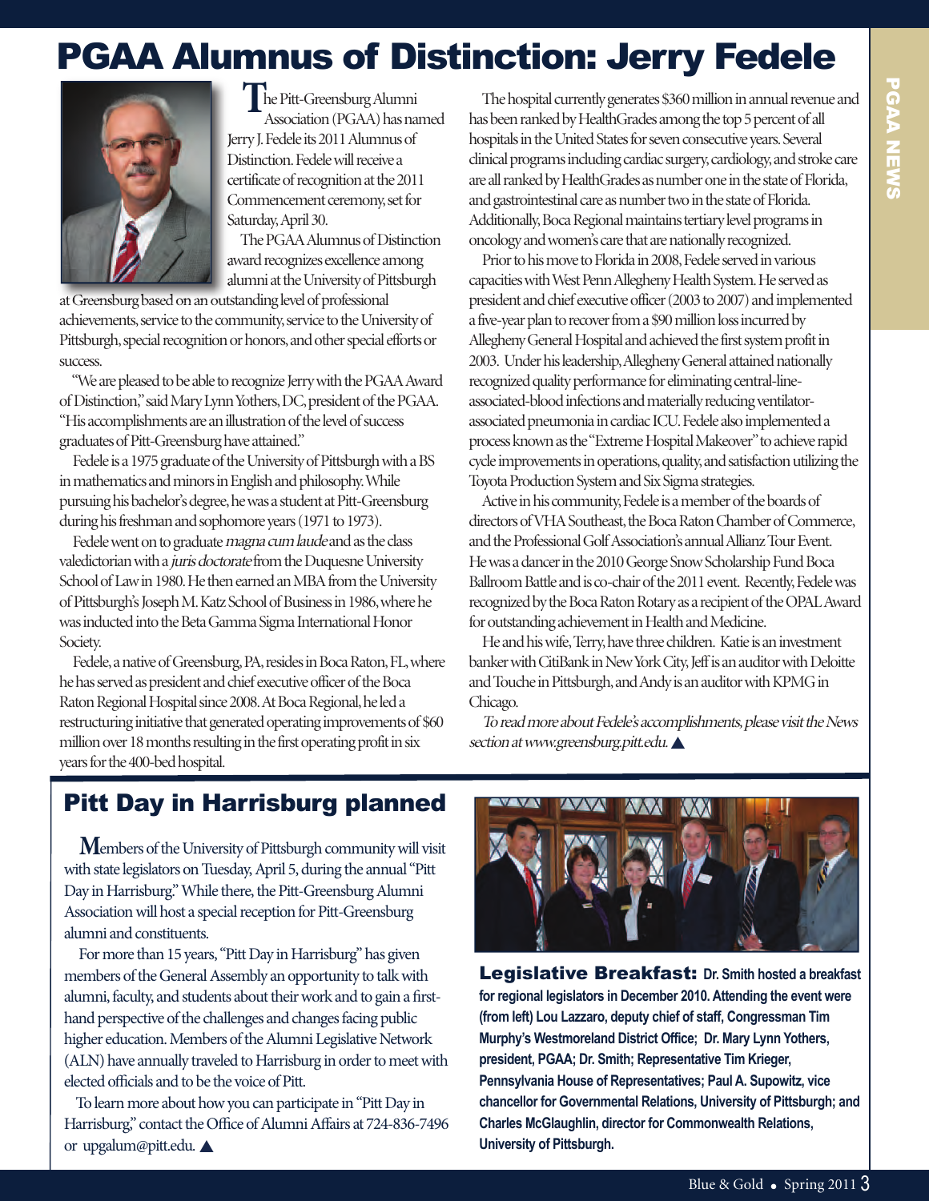# PGAA Alumnus of Distinction: Jerry Fedele

The Pitt-Greensburg Alumni Association (PGAA) has named Jerry J. Fedele its 2011 Alumnus of Distinction. Fedele will receive a certificate of recognition at the 2011 Commencement ceremony, set for Saturday, April 30.

The PGAA Alumnus of Distinction award recognizes excellence among alumni at the University of Pittsburgh at Greensburg based on an outstanding level of professional achievements, service to the community, service to the University of Pittsburgh, special recognition or honors, and other special efforts or success.

"We are pleased to be able to recognize Jerry with the PGAA Award of Distinction," said Mary Lynn Yothers, DC, president of the PGAA. "His accomplishments are an illustration of the level of success graduates of Pitt-Greensburg have attained."

Fedele is a 1975 graduate of the University of Pittsburgh with a BS in mathematics and minors in English and philosophy. While pursuing his bachelor's degree, he was a student at Pitt-Greensburg during his freshman and sophomore years (1971 to 1973).

Fedele went on to graduate *magna cum laude* and as the class valedictorian with a *juris doctorate* from the Duquesne University School of Law in 1980. He then earned an MBA from the University of Pittsburgh's Joseph M. Katz School of Business in 1986, where he was inducted into the Beta Gamma Sigma International Honor Society.

Fedele, a native of Greensburg, PA, resides in Boca Raton, FL, where he has served as president and chief executive officer of the Boca Raton Regional Hospital since 2008. At Boca Regional, he led a restructuring initiative that generated operating improvements of $60 million over 18 months resulting in the first operating profit in six years for the 400-bed hospital.

The hospital currently generates $360 million in annual revenue and has been ranked by HealthGrades among the top 5 percent of all hospitals in the United States for seven consecutive years. Several clinical programs including cardiac surgery, cardiology, and stroke care are all ranked by HealthGrades as number one in the state of Florida, and gastrointestinal care as number two in the state of Florida. Additionally, Boca Regional maintains tertiary level programs in oncology and women's care that are nationally recognized.

Prior to his move to Florida in 2008, Fedele served in various capacities with West Penn Allegheny Health System. He served as president and chief executive officer (2003 to 2007) and implemented a five-year plan to recover from a $90 million loss incurred by Allegheny General Hospital and achieved the first system profit in 2003. Under his leadership, Allegheny General attained nationally recognized quality performance for eliminating central-line-associated-blood infections and materially reducing ventilator-associated pneumonia in cardiac ICU. Fedele also implemented a process known as the "Extreme Hospital Makeover" to achieve rapid cycle improvements in operations, quality, and satisfaction utilizing the Toyota Production System and Six Sigma strategies.

Active in his community, Fedele is a member of the boards of directors of VHA Southeast, the Boca Raton Chamber of Commerce, and the Professional Golf Association's annual Allianz Tour Event. He was a dancer in the 2010 George Snow Scholarship Fund Boca Ballroom Battle and is co-chair of the 2011 event. Recently, Fedele was recognized by the Boca Raton Rotary as a recipient of the OPAL Award for outstanding achievement in Health and Medicine.

He and his wife, Terry, have three children. Katie is an investment banker with CitiBank in New York City, Jeff is an auditor with Deloitte and Touche in Pittsburgh, and Andy is an auditor with KPMG in Chicago.

*To read more about Fedele's accomplishments, please visit the News section at www.greensburg.pitt.edu.* ▲

## Pitt Day in Harrisburg planned

Members of the University of Pittsburgh community will visit with state legislators on Tuesday, April 5, during the annual "Pitt Day in Harrisburg." While there, the Pitt-Greensburg Alumni Association will host a special reception for Pitt-Greensburg alumni and constituents.

For more than 15 years, "Pitt Day in Harrisburg" has given members of the General Assembly an opportunity to talk with alumni, faculty, and students about their work and to gain a first-hand perspective of the challenges and changes facing public higher education. Members of the Alumni Legislative Network (ALN) have annually traveled to Harrisburg in order to meet with elected officials and to be the voice of Pitt.

To learn more about how you can participate in "Pitt Day in Harrisburg," contact the Office of Alumni Affairs at 724-836-7496 or upgalum@pitt.edu. ▲

**Legislative Breakfast:** **Dr. Smith hosted a breakfast for regional legislators in December 2010. Attending the event were (from left) Lou Lazzaro, deputy chief of staff, Congressman Tim Murphy's Westmoreland District Office; Dr. Mary Lynn Yothers, president, PGAA; Dr. Smith; Representative Tim Krieger, Pennsylvania House of Representatives; Paul A. Supowitz, vice chancellor for Governmental Relations, University of Pittsburgh; and Charles McGlaughlin, director for Commonwealth Relations, University of Pittsburgh.**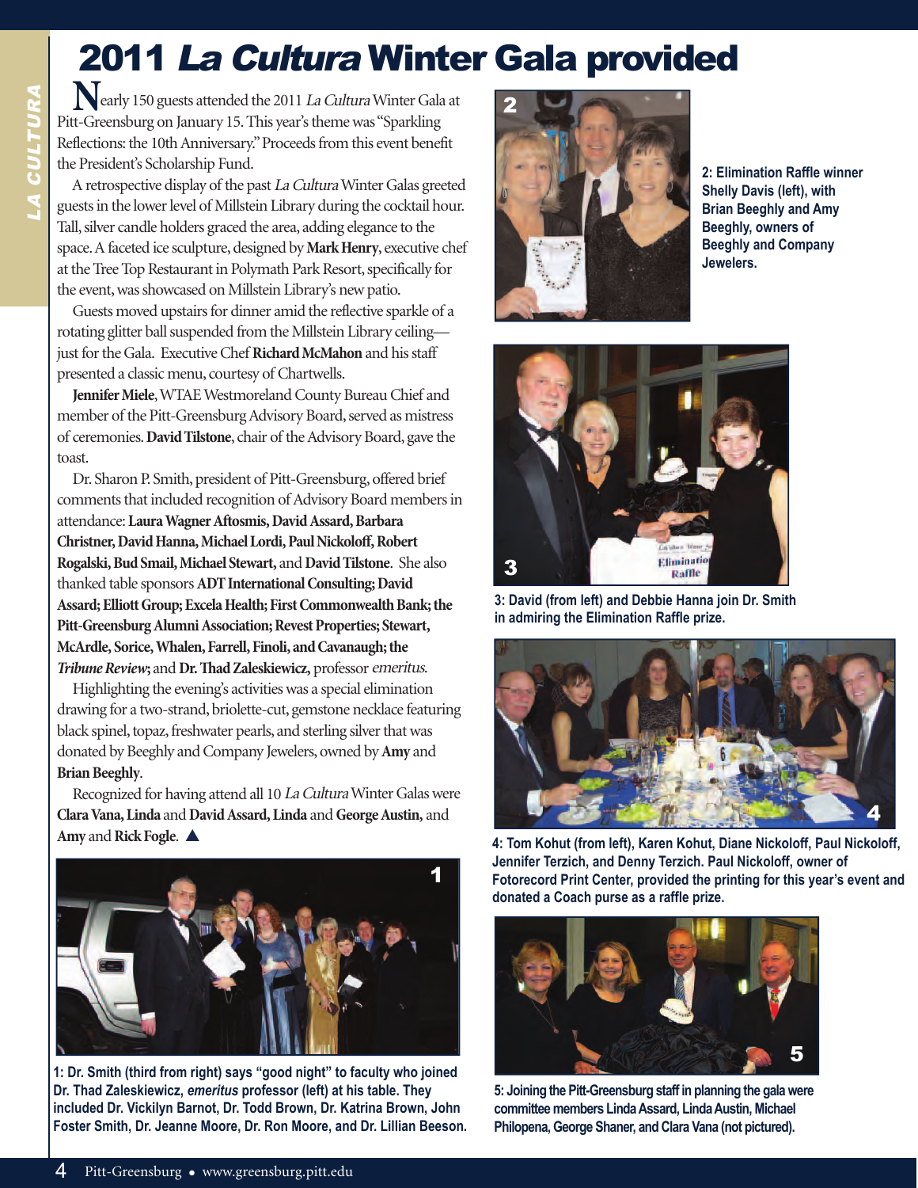# 2011 *La Cultura* Winter Gala provided

Nearly 150 guests attended the 2011 *La Cultura* Winter Gala at Pitt-Greensburg on January 15. This year's theme was "Sparkling Reflections: the 10th Anniversary." Proceeds from this event benefit the President's Scholarship Fund.

A retrospective display of the past *La Cultura* Winter Galas greeted guests in the lower level of Millstein Library during the cocktail hour. Tall, silver candle holders graced the area, adding elegance to the space. A faceted ice sculpture, designed by **Mark Henry**, executive chef at the Tree Top Restaurant in Polymath Park Resort, specifically for the event, was showcased on Millstein Library's new patio.

Guests moved upstairs for dinner amid the reflective sparkle of a rotating glitter ball suspended from the Millstein Library ceiling—just for the Gala. Executive Chef **Richard McMahon** and his staff presented a classic menu, courtesy of Chartwells.

**Jennifer Miele**, WTAE Westmoreland County Bureau Chief and member of the Pitt-Greensburg Advisory Board, served as mistress of ceremonies. **David Tilstone**, chair of the Advisory Board, gave the toast.

Dr. Sharon P. Smith, president of Pitt-Greensburg, offered brief comments that included recognition of Advisory Board members in attendance: **Laura Wagner Aftosmis, David Assard, Barbara Christner, David Hanna, Michael Lordi, Paul Nickoloff, Robert Rogalski, Bud Smail, Michael Stewart,** and **David Tilstone**. She also thanked table sponsors **ADT International Consulting; David Assard; Elliott Group; Excela Health; First Commonwealth Bank; the Pitt-Greensburg Alumni Association; Revest Properties; Stewart, McArdle, Sorice, Whalen, Farrell, Finoli, and Cavanaugh; the *Tribune Review*;** and **Dr. Thad Zaleskiewicz,** professor *emeritus*.

Highlighting the evening's activities was a special elimination drawing for a two-strand, briolette-cut, gemstone necklace featuring black spinel, topaz, freshwater pearls, and sterling silver that was donated by Beeghly and Company Jewelers, owned by **Amy** and **Brian Beeghly**.

Recognized for having attend all 10 *La Cultura* Winter Galas were **Clara Vana, Linda** and **David Assard, Linda** and **George Austin,** and **Amy** and **Rick Fogle**. ▲

1: Dr. Smith (third from right) says "good night" to faculty who joined Dr. Thad Zaleskiewicz, *emeritus* professor (left) at his table. They included Dr. Vickilyn Barnot, Dr. Todd Brown, Dr. Katrina Brown, John Foster Smith, Dr. Jeanne Moore, Dr. Ron Moore, and Dr. Lillian Beeson.

2: Elimination Raffle winner Shelly Davis (left), with Brian Beeghly and Amy Beeghly, owners of Beeghly and Company Jewelers.

3: David (from left) and Debbie Hanna join Dr. Smith in admiring the Elimination Raffle prize.

4: Tom Kohut (from left), Karen Kohut, Diane Nickoloff, Paul Nickoloff, Jennifer Terzich, and Denny Terzich. Paul Nickoloff, owner of Fotorecord Print Center, provided the printing for this year's event and donated a Coach purse as a raffle prize.

5: Joining the Pitt-Greensburg staff in planning the gala were committee members Linda Assard, Linda Austin, Michael Philopena, George Shaner, and Clara Vana (not pictured).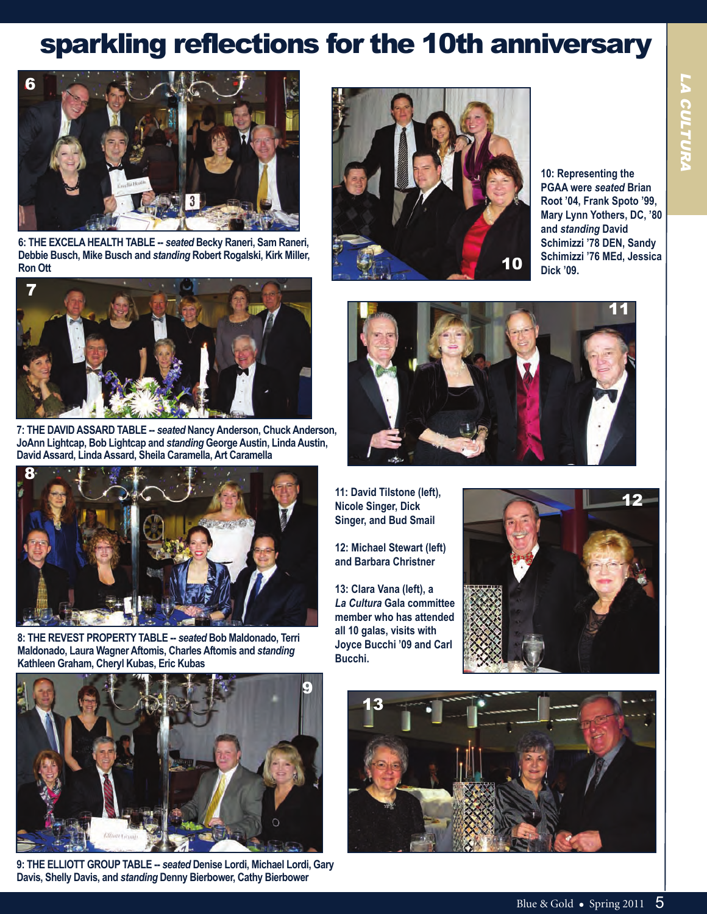# sparkling reflections for the 10th anniversary

**6: THE EXCELA HEALTH TABLE --** ***seated*** **Becky Raneri, Sam Raneri, Debbie Busch, Mike Busch and** ***standing*** **Robert Rogalski, Kirk Miller, Ron Ott**

**7: THE DAVID ASSARD TABLE --** ***seated*** **Nancy Anderson, Chuck Anderson, JoAnn Lightcap, Bob Lightcap and** ***standing*** **George Austin, Linda Austin, David Assard, Linda Assard, Sheila Caramella, Art Caramella**

**8: THE REVEST PROPERTY TABLE --** ***seated*** **Bob Maldonado, Terri Maldonado, Laura Wagner Aftomis, Charles Aftomis and** ***standing*** **Kathleen Graham, Cheryl Kubas, Eric Kubas**

**9: THE ELLIOTT GROUP TABLE --** ***seated*** **Denise Lordi, Michael Lordi, Gary Davis, Shelly Davis, and** ***standing*** **Denny Bierbower, Cathy Bierbower**

**10: Representing the PGAA were** ***seated*** **Brian Root '04, Frank Spoto '99, Mary Lynn Yothers, DC, '80 and** ***standing*** **David Schimizzi '78 DEN, Sandy Schimizzi '76 MEd, Jessica Dick '09.**

**11: David Tilstone (left), Nicole Singer, Dick Singer, and Bud Smail**

**12: Michael Stewart (left) and Barbara Christner**

**13: Clara Vana (left), a** ***La Cultura*** **Gala committee member who has attended all 10 galas, visits with Joyce Bucchi '09 and Carl Bucchi.**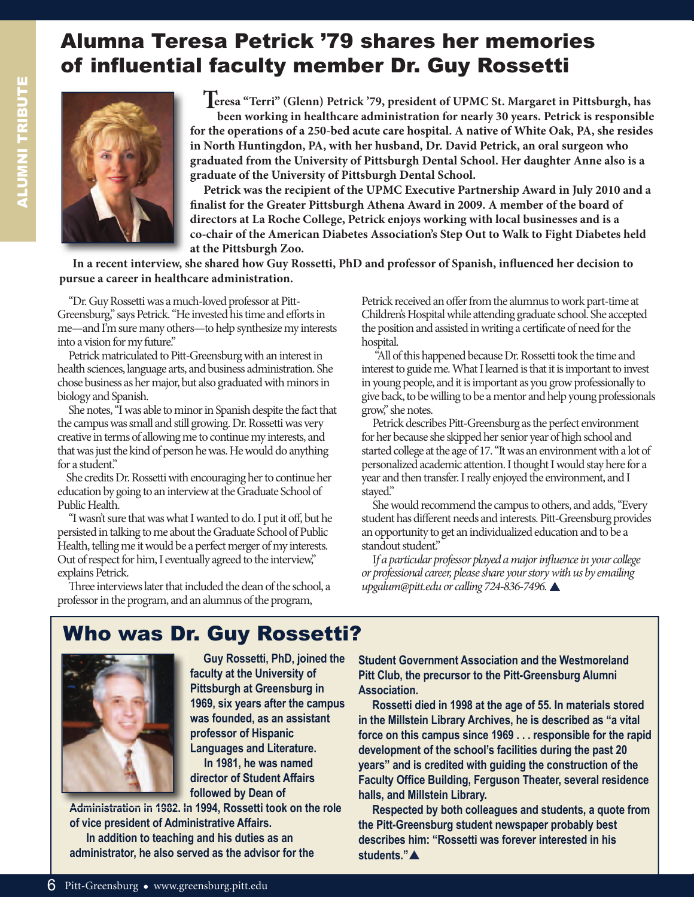# Alumna Teresa Petrick '79 shares her memories of influential faculty member Dr. Guy Rossetti

**Teresa "Terri" (Glenn) Petrick '79, president of UPMC St. Margaret in Pittsburgh, has been working in healthcare administration for nearly 30 years. Petrick is responsible for the operations of a 250-bed acute care hospital. A native of White Oak, PA, she resides in North Huntingdon, PA, with her husband, Dr. David Petrick, an oral surgeon who graduated from the University of Pittsburgh Dental School. Her daughter Anne also is a graduate of the University of Pittsburgh Dental School.**

**Petrick was the recipient of the UPMC Executive Partnership Award in July 2010 and a finalist for the Greater Pittsburgh Athena Award in 2009. A member of the board of directors at La Roche College, Petrick enjoys working with local businesses and is a co-chair of the American Diabetes Association's Step Out to Walk to Fight Diabetes held at the Pittsburgh Zoo.**

**In a recent interview, she shared how Guy Rossetti, PhD and professor of Spanish, influenced her decision to pursue a career in healthcare administration.**

"Dr. Guy Rossetti was a much-loved professor at Pitt-Greensburg," says Petrick. "He invested his time and efforts in me—and I'm sure many others—to help synthesize my interests into a vision for my future."

Petrick matriculated to Pitt-Greensburg with an interest in health sciences, language arts, and business administration. She chose business as her major, but also graduated with minors in biology and Spanish.

She notes, "I was able to minor in Spanish despite the fact that the campus was small and still growing. Dr. Rossetti was very creative in terms of allowing me to continue my interests, and that was just the kind of person he was. He would do anything for a student."

She credits Dr. Rossetti with encouraging her to continue her education by going to an interview at the Graduate School of Public Health.

"I wasn't sure that was what I wanted to do. I put it off, but he persisted in talking to me about the Graduate School of Public Health, telling me it would be a perfect merger of my interests. Out of respect for him, I eventually agreed to the interview," explains Petrick.

Three interviews later that included the dean of the school, a professor in the program, and an alumnus of the program, Petrick received an offer from the alumnus to work part-time at Children's Hospital while attending graduate school. She accepted the position and assisted in writing a certificate of need for the hospital.

"All of this happened because Dr. Rossetti took the time and interest to guide me. What I learned is that it is important to invest in young people, and it is important as you grow professionally to give back, to be willing to be a mentor and help young professionals grow," she notes.

Petrick describes Pitt-Greensburg as the perfect environment for her because she skipped her senior year of high school and started college at the age of 17. "It was an environment with a lot of personalized academic attention. I thought I would stay here for a year and then transfer. I really enjoyed the environment, and I stayed."

She would recommend the campus to others, and adds, "Every student has different needs and interests. Pitt-Greensburg provides an opportunity to get an individualized education and to be a standout student."

*If a particular professor played a major influence in your college or professional career, please share your story with us by emailing upgalum@pitt.edu or calling 724-836-7496.* ▲

## Who was Dr. Guy Rossetti?

**Guy Rossetti, PhD, joined the faculty at the University of Pittsburgh at Greensburg in 1969, six years after the campus was founded, as an assistant professor of Hispanic Languages and Literature.**

**In 1981, he was named director of Student Affairs followed by Dean of Administration in 1982. In 1994, Rossetti took on the role of vice president of Administrative Affairs.**

**In addition to teaching and his duties as an administrator, he also served as the advisor for the Student Government Association and the Westmoreland Pitt Club, the precursor to the Pitt-Greensburg Alumni Association.**

**Rossetti died in 1998 at the age of 55. In materials stored in the Millstein Library Archives, he is described as "a vital force on this campus since 1969 . . . responsible for the rapid development of the school's facilities during the past 20 years" and is credited with guiding the construction of the Faculty Office Building, Ferguson Theater, several residence halls, and Millstein Library.**

**Respected by both colleagues and students, a quote from the Pitt-Greensburg student newspaper probably best describes him: "Rossetti was forever interested in his students."** ▲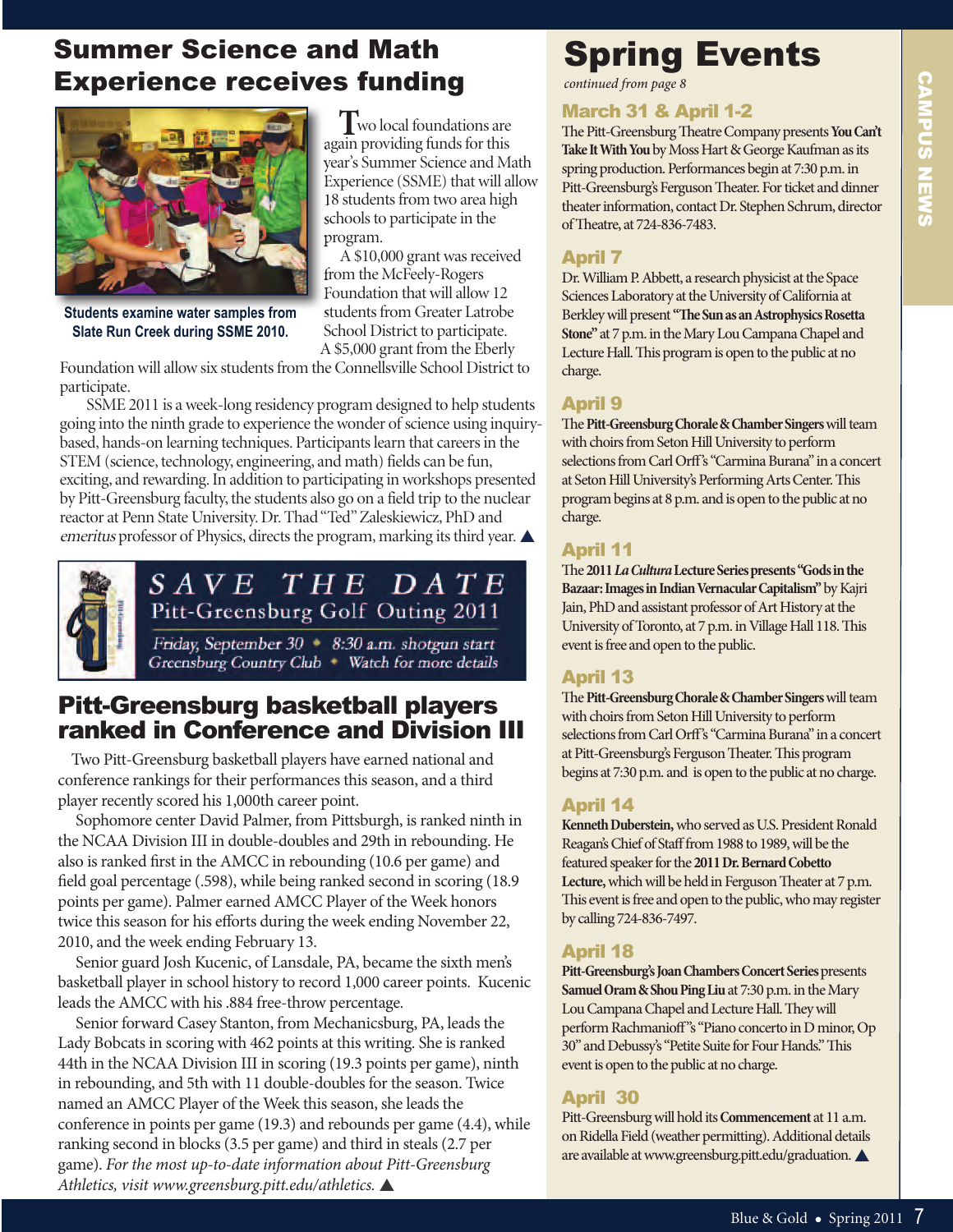## Summer Science and Math Experience receives funding

Students examine water samples from Slate Run Creek during SSME 2010.

Two local foundations are again providing funds for this year's Summer Science and Math Experience (SSME) that will allow 18 students from two area high schools to participate in the program.

A $10,000 grant was received from the McFeely-Rogers Foundation that will allow 12 students from Greater Latrobe School District to participate. A $5,000 grant from the Eberly Foundation will allow six students from the Connellsville School District to participate.

SSME 2011 is a week-long residency program designed to help students going into the ninth grade to experience the wonder of science using inquiry-based, hands-on learning techniques. Participants learn that careers in the STEM (science, technology, engineering, and math) fields can be fun, exciting, and rewarding. In addition to participating in workshops presented by Pitt-Greensburg faculty, the students also go on a field trip to the nuclear reactor at Penn State University. Dr. Thad "Ted" Zaleskiewicz, PhD and *emeritus* professor of Physics, directs the program, marking its third year. ▲

**SAVE THE DATE**
Pitt-Greensburg Golf Outing 2011
Friday, September 30 • 8:30 a.m. shotgun start
Greensburg Country Club • Watch for more details

## Pitt-Greensburg basketball players ranked in Conference and Division III

Two Pitt-Greensburg basketball players have earned national and conference rankings for their performances this season, and a third player recently scored his 1,000th career point.

Sophomore center David Palmer, from Pittsburgh, is ranked ninth in the NCAA Division III in double-doubles and 29th in rebounding. He also is ranked first in the AMCC in rebounding (10.6 per game) and field goal percentage (.598), while being ranked second in scoring (18.9 points per game). Palmer earned AMCC Player of the Week honors twice this season for his efforts during the week ending November 22, 2010, and the week ending February 13.

Senior guard Josh Kucenic, of Lansdale, PA, became the sixth men's basketball player in school history to record 1,000 career points. Kucenic leads the AMCC with his .884 free-throw percentage.

Senior forward Casey Stanton, from Mechanicsburg, PA, leads the Lady Bobcats in scoring with 462 points at this writing. She is ranked 44th in the NCAA Division III in scoring (19.3 points per game), ninth in rebounding, and 5th with 11 double-doubles for the season. Twice named an AMCC Player of the Week this season, she leads the conference in points per game (19.3) and rebounds per game (4.4), while ranking second in blocks (3.5 per game) and third in steals (2.7 per game). *For the most up-to-date information about Pitt-Greensburg Athletics, visit www.greensburg.pitt.edu/athletics.* ▲

# Spring Events

*continued from page 8*

### March 31 & April 1-2

The Pitt-Greensburg Theatre Company presents **You Can't Take It With You** by Moss Hart & George Kaufman as its spring production. Performances begin at 7:30 p.m. in Pitt-Greensburg's Ferguson Theater. For ticket and dinner theater information, contact Dr. Stephen Schrum, director of Theatre, at 724-836-7483.

### April 7

Dr. William P. Abbett, a research physicist at the Space Sciences Laboratory at the University of California at Berkley will present **"The Sun as an Astrophysics Rosetta Stone"** at 7 p.m. in the Mary Lou Campana Chapel and Lecture Hall. This program is open to the public at no charge.

### April 9

The **Pitt-Greensburg Chorale & Chamber Singers** will team with choirs from Seton Hill University to perform selections from Carl Orff's "Carmina Burana" in a concert at Seton Hill University's Performing Arts Center. This program begins at 8 p.m. and is open to the public at no charge.

### April 11

The **2011 *La Cultura* Lecture Series presents "Gods in the Bazaar: Images in Indian Vernacular Capitalism"** by Kajri Jain, PhD and assistant professor of Art History at the University of Toronto, at 7 p.m. in Village Hall 118. This event is free and open to the public.

### April 13

The **Pitt-Greensburg Chorale & Chamber Singers** will team with choirs from Seton Hill University to perform selections from Carl Orff's "Carmina Burana" in a concert at Pitt-Greensburg's Ferguson Theater. This program begins at 7:30 p.m. and is open to the public at no charge.

### April 14

**Kenneth Duberstein,** who served as U.S. President Ronald Reagan's Chief of Staff from 1988 to 1989, will be the featured speaker for the **2011 Dr. Bernard Cobetto Lecture,** which will be held in Ferguson Theater at 7 p.m. This event is free and open to the public, who may register by calling 724-836-7497.

### April 18

**Pitt-Greensburg's Joan Chambers Concert Series** presents **Samuel Oram & Shou Ping Liu** at 7:30 p.m. in the Mary Lou Campana Chapel and Lecture Hall. They will perform Rachmanioff's "Piano concerto in D minor, Op 30" and Debussy's "Petite Suite for Four Hands." This event is open to the public at no charge.

### April 30

Pitt-Greensburg will hold its **Commencement** at 11 a.m. on Ridella Field (weather permitting). Additional details are available at www.greensburg.pitt.edu/graduation. ▲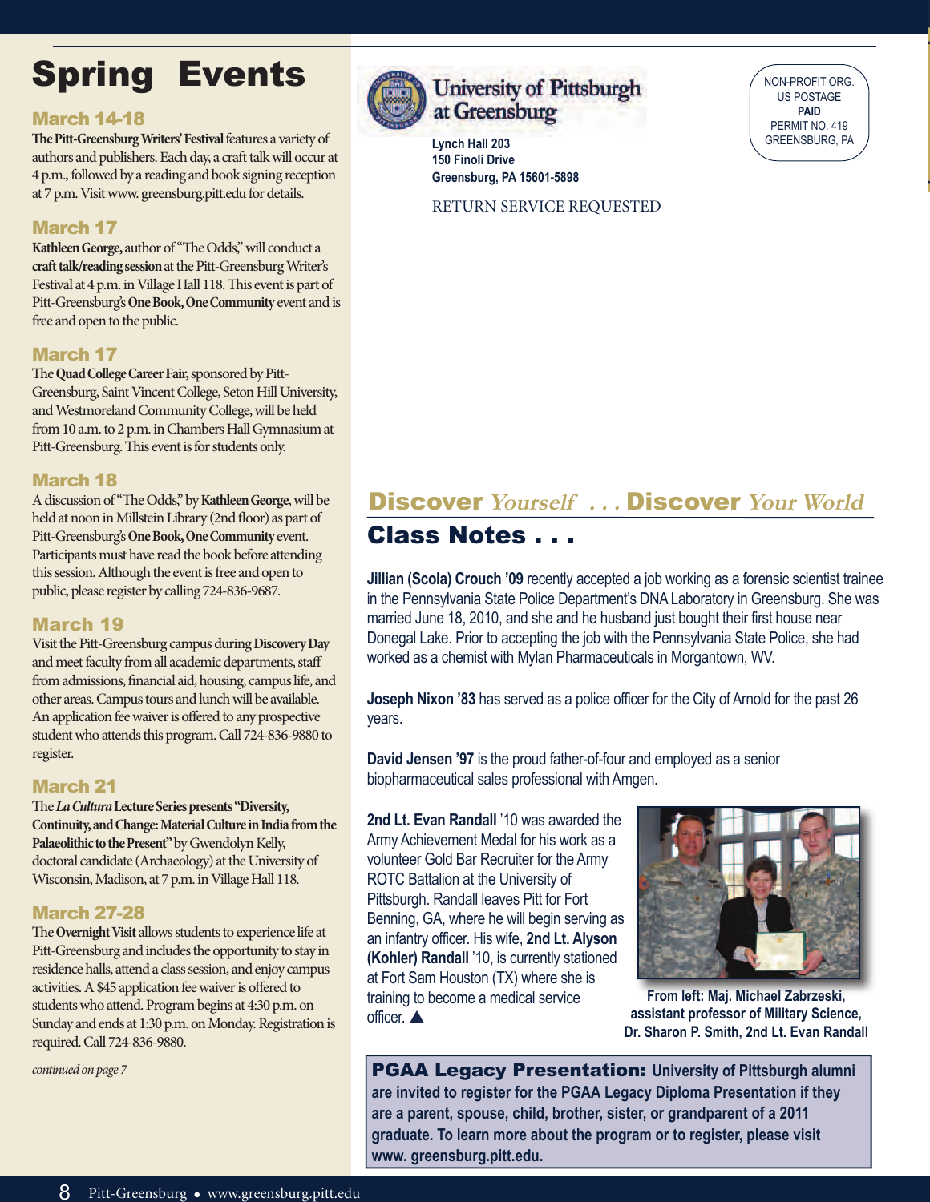# Spring Events

## March 14-18

**The Pitt-Greensburg Writers' Festival** features a variety of authors and publishers. Each day, a craft talk will occur at 4 p.m., followed by a reading and book signing reception at 7 p.m. Visit www.greensburg.pitt.edu for details.

## March 17

**Kathleen George,** author of "The Odds," will conduct a **craft talk/reading session** at the Pitt-Greensburg Writer's Festival at 4 p.m. in Village Hall 118. This event is part of Pitt-Greensburg's **One Book, One Community** event and is free and open to the public.

## March 17

The **Quad College Career Fair,** sponsored by Pitt-Greensburg, Saint Vincent College, Seton Hill University, and Westmoreland Community College, will be held from 10 a.m. to 2 p.m. in Chambers Hall Gymnasium at Pitt-Greensburg. This event is for students only.

## March 18

A discussion of "The Odds," by **Kathleen George**, will be held at noon in Millstein Library (2nd floor) as part of Pitt-Greensburg's **One Book, One Community** event. Participants must have read the book before attending this session. Although the event is free and open to public, please register by calling 724-836-9687.

## March 19

Visit the Pitt-Greensburg campus during **Discovery Day** and meet faculty from all academic departments, staff from admissions, financial aid, housing, campus life, and other areas. Campus tours and lunch will be available. An application fee waiver is offered to any prospective student who attends this program. Call 724-836-9880 to register.

## March 21

The ***La Cultura* Lecture Series presents "Diversity, Continuity, and Change: Material Culture in India from the Palaeolithic to the Present"** by Gwendolyn Kelly, doctoral candidate (Archaeology) at the University of Wisconsin, Madison, at 7 p.m. in Village Hall 118.

## March 27-28

The **Overnight Visit** allows students to experience life at Pitt-Greensburg and includes the opportunity to stay in residence halls, attend a class session, and enjoy campus activities. A $45 application fee waiver is offered to students who attend. Program begins at 4:30 p.m. on Sunday and ends at 1:30 p.m. on Monday. Registration is required. Call 724-836-9880.

*continued on page 7*

University of Pittsburgh at Greensburg
**Lynch Hall 203**
**150 Finoli Drive**
**Greensburg, PA 15601-5898**

RETURN SERVICE REQUESTED

NON-PROFIT ORG.
US POSTAGE
**PAID**
PERMIT NO. 419
GREENSBURG, PA

## Discover *Yourself* . . . Discover *Your World*

# Class Notes . . .

**Jillian (Scola) Crouch '09** recently accepted a job working as a forensic scientist trainee in the Pennsylvania State Police Department's DNA Laboratory in Greensburg. She was married June 18, 2010, and she and he husband just bought their first house near Donegal Lake. Prior to accepting the job with the Pennsylvania State Police, she had worked as a chemist with Mylan Pharmaceuticals in Morgantown, WV.

**Joseph Nixon '83** has served as a police officer for the City of Arnold for the past 26 years.

**David Jensen '97** is the proud father-of-four and employed as a senior biopharmaceutical sales professional with Amgen.

**2nd Lt. Evan Randall** '10 was awarded the Army Achievement Medal for his work as a volunteer Gold Bar Recruiter for the Army ROTC Battalion at the University of Pittsburgh. Randall leaves Pitt for Fort Benning, GA, where he will begin serving as an infantry officer. His wife, **2nd Lt. Alyson (Kohler) Randall** '10, is currently stationed at Fort Sam Houston (TX) where she is training to become a medical service officer. ▲

**From left: Maj. Michael Zabrzeski, assistant professor of Military Science, Dr. Sharon P. Smith, 2nd Lt. Evan Randall**

**PGAA Legacy Presentation: University of Pittsburgh alumni are invited to register for the PGAA Legacy Diploma Presentation if they are a parent, spouse, child, brother, sister, or grandparent of a 2011 graduate. To learn more about the program or to register, please visit www.greensburg.pitt.edu.**